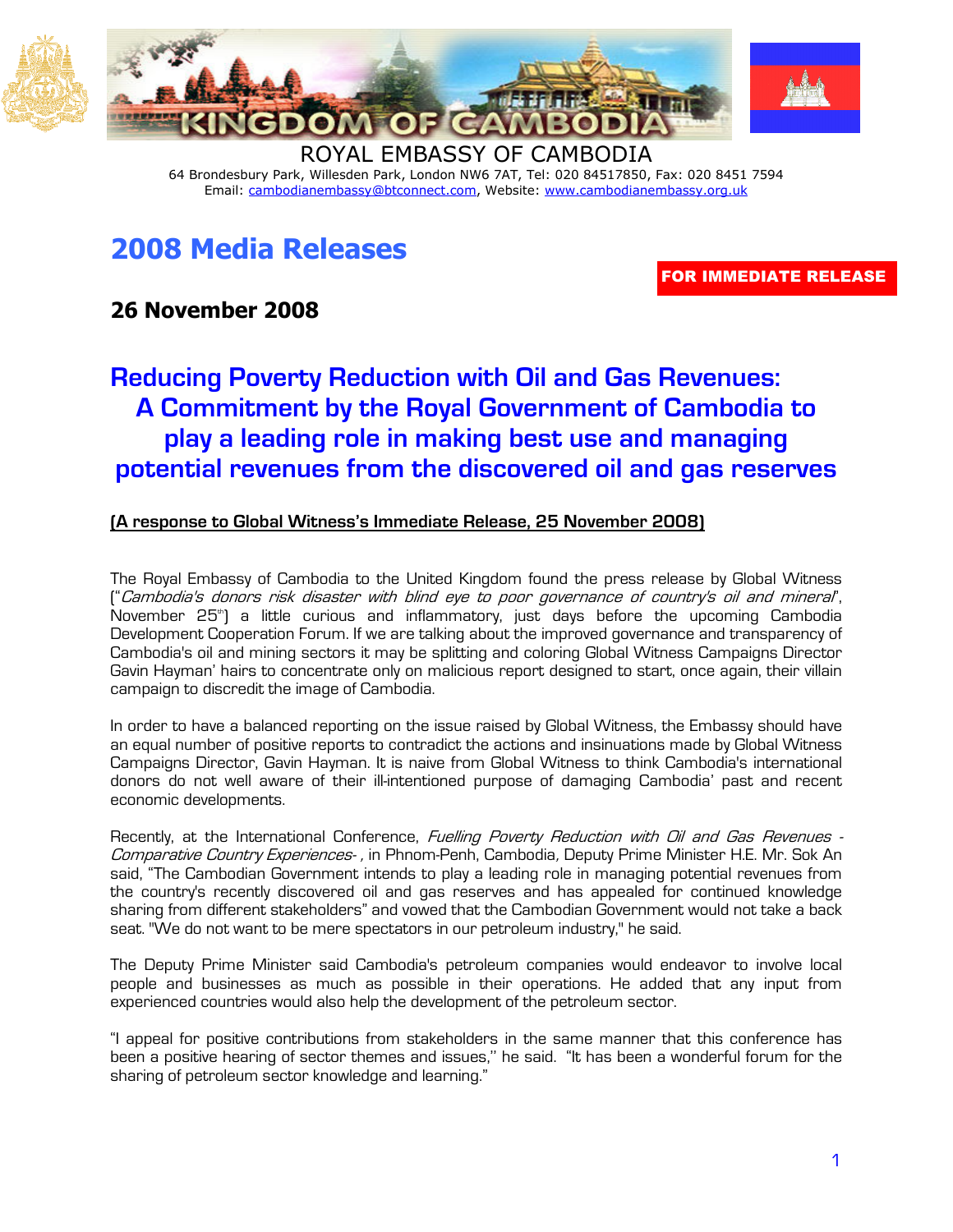ROYAL EMBASSY OF CAMBODIA

64 Brondesbury Park, Willesden Park, London NW6 7AT, Tel: 020 84517850, Fax: 020 8451 7594
Email: cambodianembassy@btconnect.com, Website: www.cambodianembassy.org.uk

# 2008 Media Releases

**FOR IMMEDIATE RELEASE**

**26 November 2008**

## Reducing Poverty Reduction with Oil and Gas Revenues: A Commitment by the Royal Government of Cambodia to play a leading role in making best use and managing potential revenues from the discovered oil and gas reserves

**(A response to Global Witness's Immediate Release, 25 November 2008)**

The Royal Embassy of Cambodia to the United Kingdom found the press release by Global Witness ("*Cambodia's donors risk disaster with blind eye to poor governance of country's oil and mineral*", November 25th) a little curious and inflammatory, just days before the upcoming Cambodia Development Cooperation Forum. If we are talking about the improved governance and transparency of Cambodia's oil and mining sectors it may be splitting and coloring Global Witness Campaigns Director Gavin Hayman' hairs to concentrate only on malicious report designed to start, once again, their villain campaign to discredit the image of Cambodia.

In order to have a balanced reporting on the issue raised by Global Witness, the Embassy should have an equal number of positive reports to contradict the actions and insinuations made by Global Witness Campaigns Director, Gavin Hayman. It is naive from Global Witness to think Cambodia's international donors do not well aware of their ill-intentioned purpose of damaging Cambodia' past and recent economic developments.

Recently, at the International Conference, *Fuelling Poverty Reduction with Oil and Gas Revenues - Comparative Country Experiences-* , in Phnom-Penh, Cambodia, Deputy Prime Minister H.E. Mr. Sok An said, "The Cambodian Government intends to play a leading role in managing potential revenues from the country's recently discovered oil and gas reserves and has appealed for continued knowledge sharing from different stakeholders" and vowed that the Cambodian Government would not take a back seat. "We do not want to be mere spectators in our petroleum industry," he said.

The Deputy Prime Minister said Cambodia's petroleum companies would endeavor to involve local people and businesses as much as possible in their operations. He added that any input from experienced countries would also help the development of the petroleum sector.

"I appeal for positive contributions from stakeholders in the same manner that this conference has been a positive hearing of sector themes and issues," he said. "It has been a wonderful forum for the sharing of petroleum sector knowledge and learning."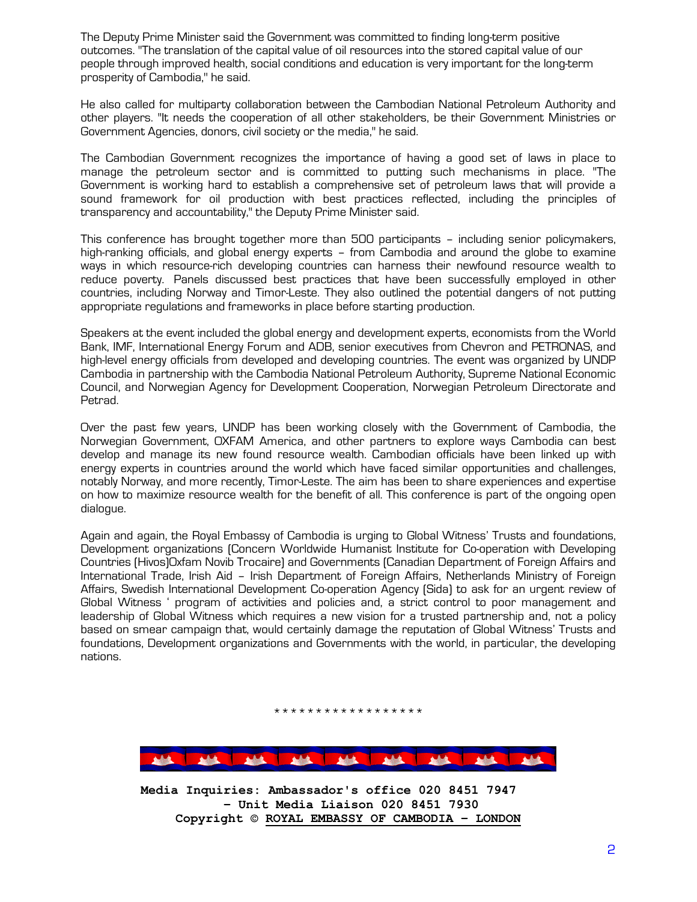The Deputy Prime Minister said the Government was committed to finding long-term positive outcomes. "The translation of the capital value of oil resources into the stored capital value of our people through improved health, social conditions and education is very important for the long-term prosperity of Cambodia," he said.

He also called for multiparty collaboration between the Cambodian National Petroleum Authority and other players. "It needs the cooperation of all other stakeholders, be their Government Ministries or Government Agencies, donors, civil society or the media," he said.

The Cambodian Government recognizes the importance of having a good set of laws in place to manage the petroleum sector and is committed to putting such mechanisms in place. "The Government is working hard to establish a comprehensive set of petroleum laws that will provide a sound framework for oil production with best practices reflected, including the principles of transparency and accountability," the Deputy Prime Minister said.

This conference has brought together more than 500 participants – including senior policymakers, high-ranking officials, and global energy experts – from Cambodia and around the globe to examine ways in which resource-rich developing countries can harness their newfound resource wealth to reduce poverty. Panels discussed best practices that have been successfully employed in other countries, including Norway and Timor-Leste. They also outlined the potential dangers of not putting appropriate regulations and frameworks in place before starting production.

Speakers at the event included the global energy and development experts, economists from the World Bank, IMF, International Energy Forum and ADB, senior executives from Chevron and PETRONAS, and high-level energy officials from developed and developing countries. The event was organized by UNDP Cambodia in partnership with the Cambodia National Petroleum Authority, Supreme National Economic Council, and Norwegian Agency for Development Cooperation, Norwegian Petroleum Directorate and Petrad.

Over the past few years, UNDP has been working closely with the Government of Cambodia, the Norwegian Government, OXFAM America, and other partners to explore ways Cambodia can best develop and manage its new found resource wealth. Cambodian officials have been linked up with energy experts in countries around the world which have faced similar opportunities and challenges, notably Norway, and more recently, Timor-Leste. The aim has been to share experiences and expertise on how to maximize resource wealth for the benefit of all. This conference is part of the ongoing open dialogue.

Again and again, the Royal Embassy of Cambodia is urging to Global Witness' Trusts and foundations, Development organizations (Concern Worldwide Humanist Institute for Co-operation with Developing Countries (Hivos)Oxfam Novib Trocaire) and Governments (Canadian Department of Foreign Affairs and International Trade, Irish Aid – Irish Department of Foreign Affairs, Netherlands Ministry of Foreign Affairs, Swedish International Development Co-operation Agency (Sida) to ask for an urgent review of Global Witness ' program of activities and policies and, a strict control to poor management and leadership of Global Witness which requires a new vision for a trusted partnership and, not a policy based on smear campaign that, would certainly damage the reputation of Global Witness' Trusts and foundations, Development organizations and Governments with the world, in particular, the developing nations.

\* \* \* \* \* \* \* \* \* \* \* \* \* \* \* \* \* \*

**Media Inquiries: Ambassador's office 020 8451 7947**
**– Unit Media Liaison 020 8451 7930**
**Copyright © ROYAL EMBASSY OF CAMBODIA – LONDON**